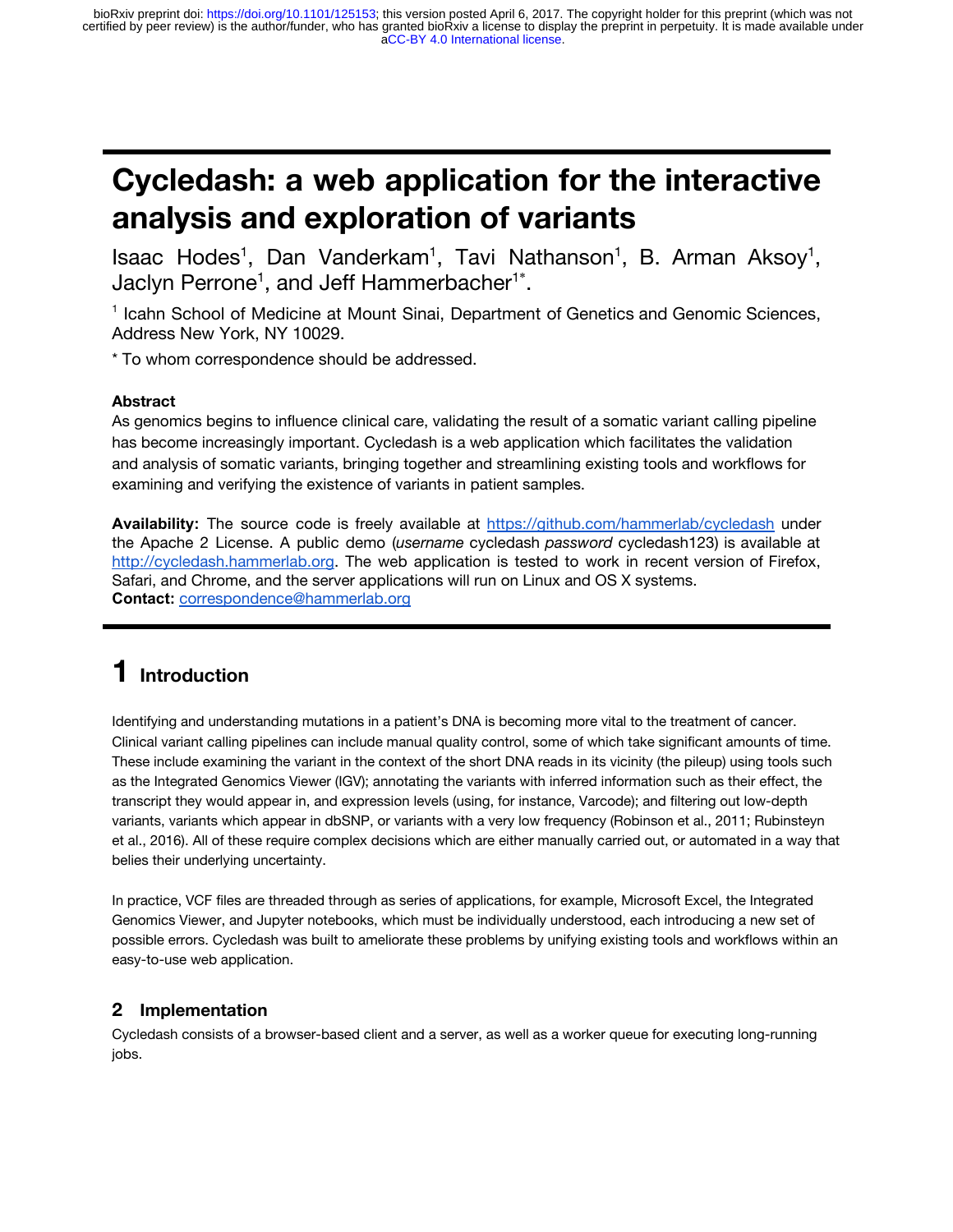# Cycledash: a web application for the interactive analysis and exploration of variants

Isaac Hodes[1], Dan Vanderkam[1], Tavi Nathanson[1], B. Arman Aksoy[1], Jaclyn Perrone[1], and Jeff Hammerbacher[1*].

[1] Icahn School of Medicine at Mount Sinai, Department of Genetics and Genomic Sciences, Address New York, NY 10029.

* To whom correspondence should be addressed.

**Abstract**

As genomics begins to influence clinical care, validating the result of a somatic variant calling pipeline has become increasingly important. Cycledash is a web application which facilitates the validation and analysis of somatic variants, bringing together and streamlining existing tools and workflows for examining and verifying the existence of variants in patient samples.

**Availability:** The source code is freely available at https://github.com/hammerlab/cycledash under the Apache 2 License. A public demo (*username* cycledash *password* cycledash123) is available at http://cycledash.hammerlab.org. The web application is tested to work in recent version of Firefox, Safari, and Chrome, and the server applications will run on Linux and OS X systems.
**Contact:** correspondence@hammerlab.org

# 1 Introduction

Identifying and understanding mutations in a patient's DNA is becoming more vital to the treatment of cancer. Clinical variant calling pipelines can include manual quality control, some of which take significant amounts of time. These include examining the variant in the context of the short DNA reads in its vicinity (the pileup) using tools such as the Integrated Genomics Viewer (IGV); annotating the variants with inferred information such as their effect, the transcript they would appear in, and expression levels (using, for instance, Varcode); and filtering out low-depth variants, variants which appear in dbSNP, or variants with a very low frequency (Robinson et al., 2011; Rubinsteyn et al., 2016). All of these require complex decisions which are either manually carried out, or automated in a way that belies their underlying uncertainty.

In practice, VCF files are threaded through as series of applications, for example, Microsoft Excel, the Integrated Genomics Viewer, and Jupyter notebooks, which must be individually understood, each introducing a new set of possible errors. Cycledash was built to ameliorate these problems by unifying existing tools and workflows within an easy-to-use web application.

## 2 Implementation

Cycledash consists of a browser-based client and a server, as well as a worker queue for executing long-running jobs.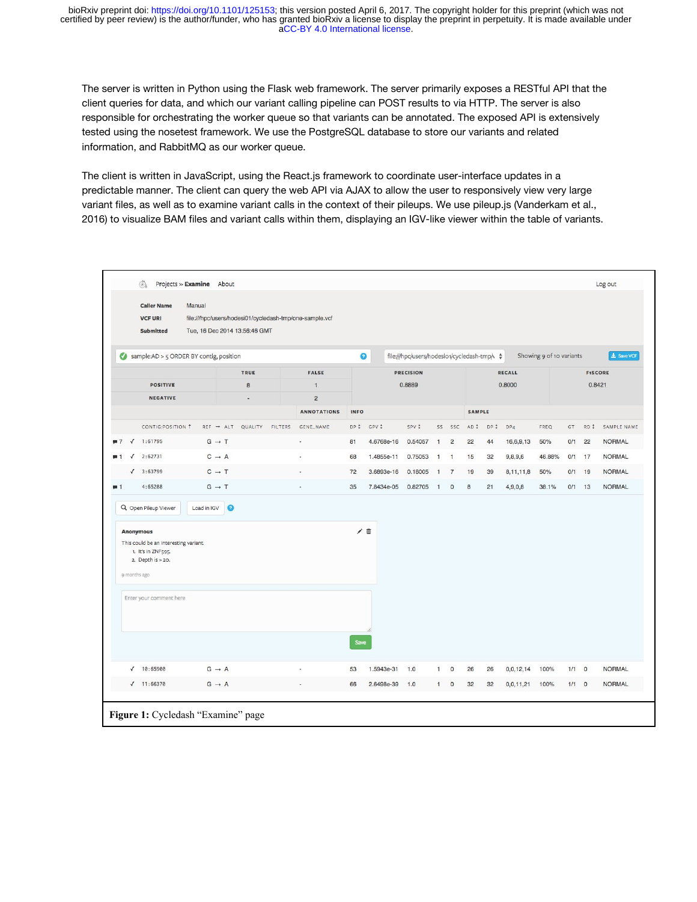The server is written in Python using the Flask web framework. The server primarily exposes a RESTful API that the client queries for data, and which our variant calling pipeline can POST results to via HTTP. The server is also responsible for orchestrating the worker queue so that variants can be annotated. The exposed API is extensively tested using the nosetest framework. We use the PostgreSQL database to store our variants and related information, and RabbitMQ as our worker queue.

The client is written in JavaScript, using the React.js framework to coordinate user-interface updates in a predictable manner. The client can query the web API via AJAX to allow the user to responsively view very large variant files, as well as to examine variant calls in the context of their pileups. We use pileup.js (Vanderkam et al., 2016) to visualize BAM files and variant calls within them, displaying an IGV-like viewer within the table of variants.

**Figure 1:** Cycledash "Examine" page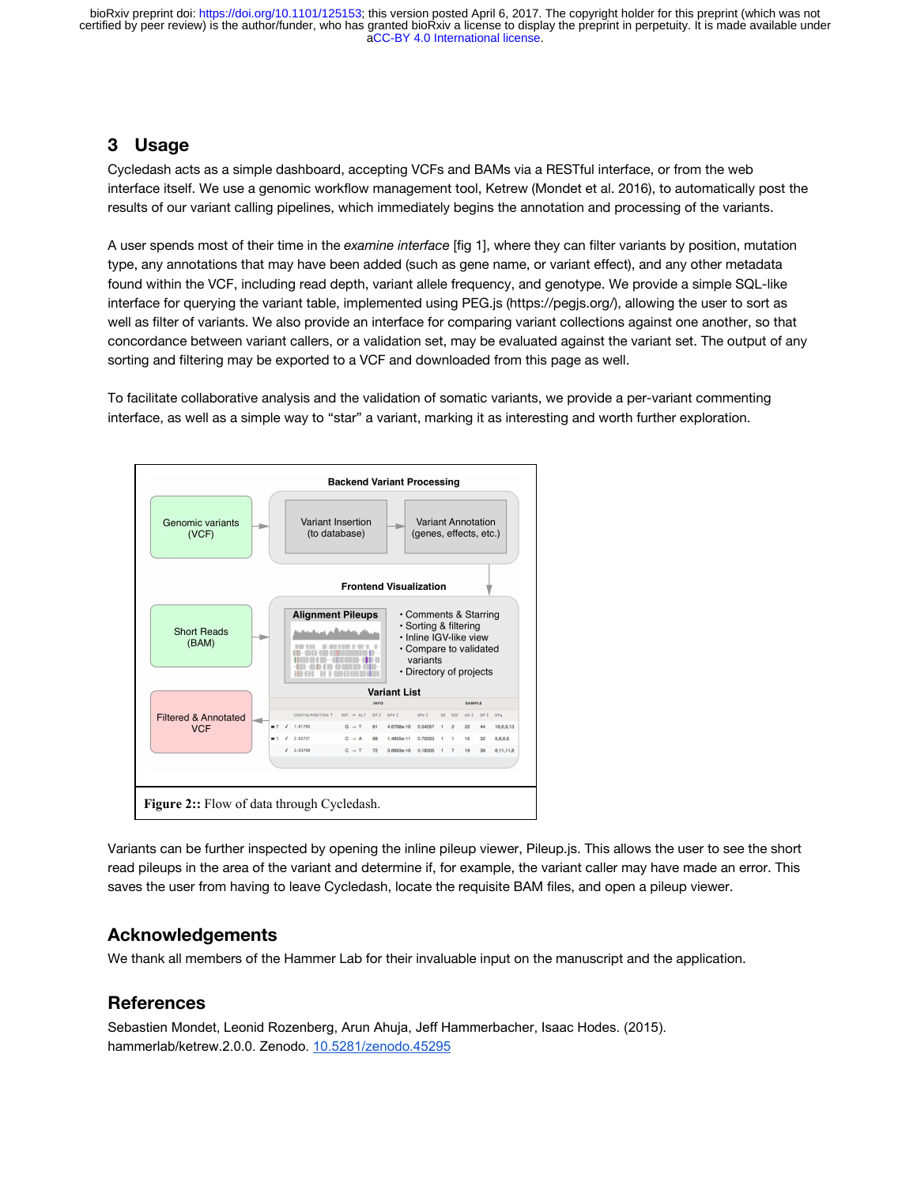## 3 Usage

Cycledash acts as a simple dashboard, accepting VCFs and BAMs via a RESTful interface, or from the web interface itself. We use a genomic workflow management tool, Ketrew (Mondet et al. 2016), to automatically post the results of our variant calling pipelines, which immediately begins the annotation and processing of the variants.

A user spends most of their time in the *examine interface* [fig 1], where they can filter variants by position, mutation type, any annotations that may have been added (such as gene name, or variant effect), and any other metadata found within the VCF, including read depth, variant allele frequency, and genotype. We provide a simple SQL-like interface for querying the variant table, implemented using PEG.js (https://pegjs.org/), allowing the user to sort as well as filter of variants. We also provide an interface for comparing variant collections against one another, so that concordance between variant callers, or a validation set, may be evaluated against the variant set. The output of any sorting and filtering may be exported to a VCF and downloaded from this page as well.

To facilitate collaborative analysis and the validation of somatic variants, we provide a per-variant commenting interface, as well as a simple way to "star" a variant, marking it as interesting and worth further exploration.

**Figure 2::** Flow of data through Cycledash.

Variants can be further inspected by opening the inline pileup viewer, Pileup.js. This allows the user to see the short read pileups in the area of the variant and determine if, for example, the variant caller may have made an error. This saves the user from having to leave Cycledash, locate the requisite BAM files, and open a pileup viewer.

## Acknowledgements

We thank all members of the Hammer Lab for their invaluable input on the manuscript and the application.

## References

Sebastien Mondet, Leonid Rozenberg, Arun Ahuja, Jeff Hammerbacher, Isaac Hodes. (2015). hammerlab/ketrew.2.0.0. Zenodo. 10.5281/zenodo.45295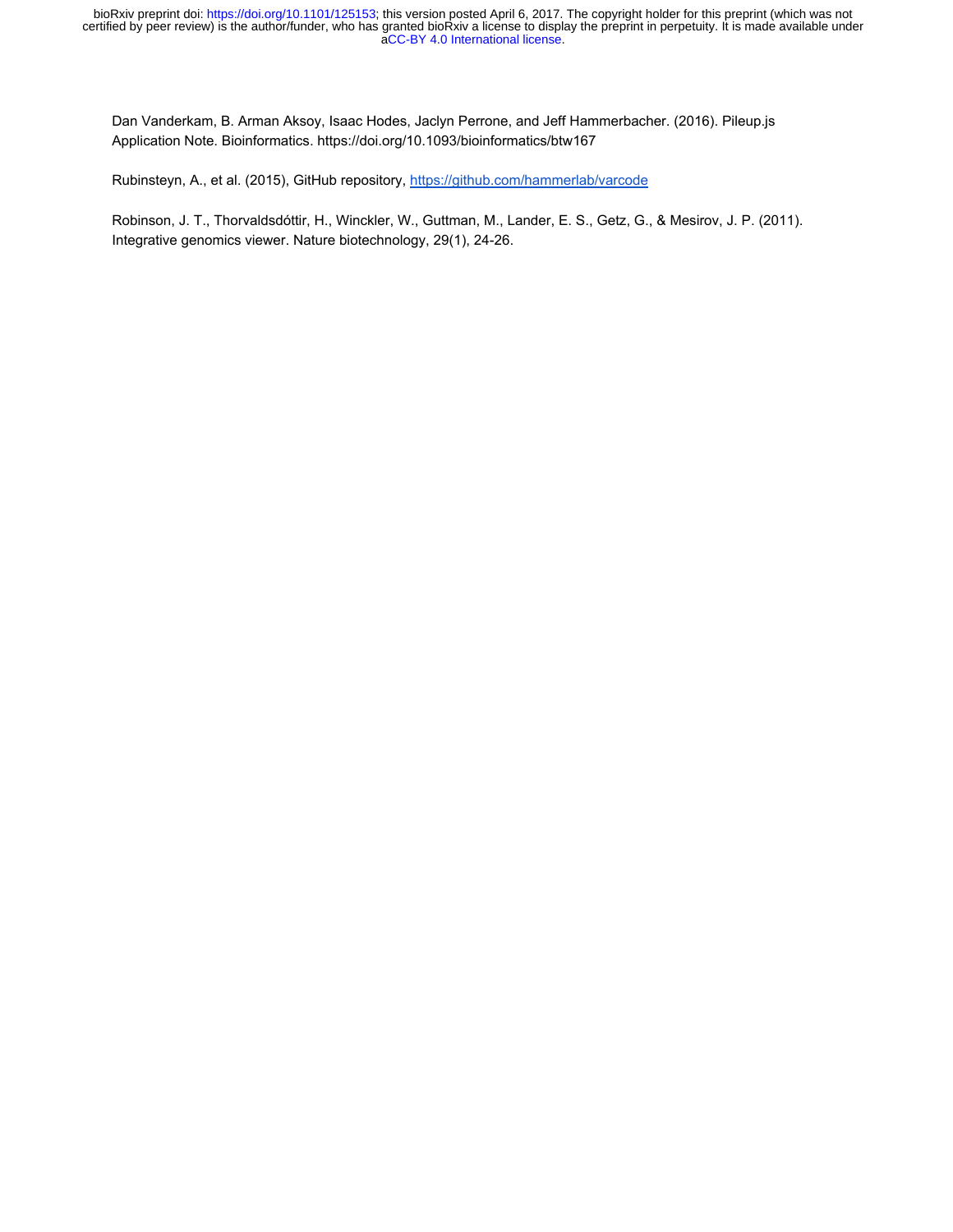Dan Vanderkam, B. Arman Aksoy, Isaac Hodes, Jaclyn Perrone, and Jeff Hammerbacher. (2016). Pileup.js Application Note. Bioinformatics. https://doi.org/10.1093/bioinformatics/btw167

Rubinsteyn, A., et al. (2015), GitHub repository, https://github.com/hammerlab/varcode

Robinson, J. T., Thorvaldsdóttir, H., Winckler, W., Guttman, M., Lander, E. S., Getz, G., & Mesirov, J. P. (2011). Integrative genomics viewer. Nature biotechnology, 29(1), 24-26.